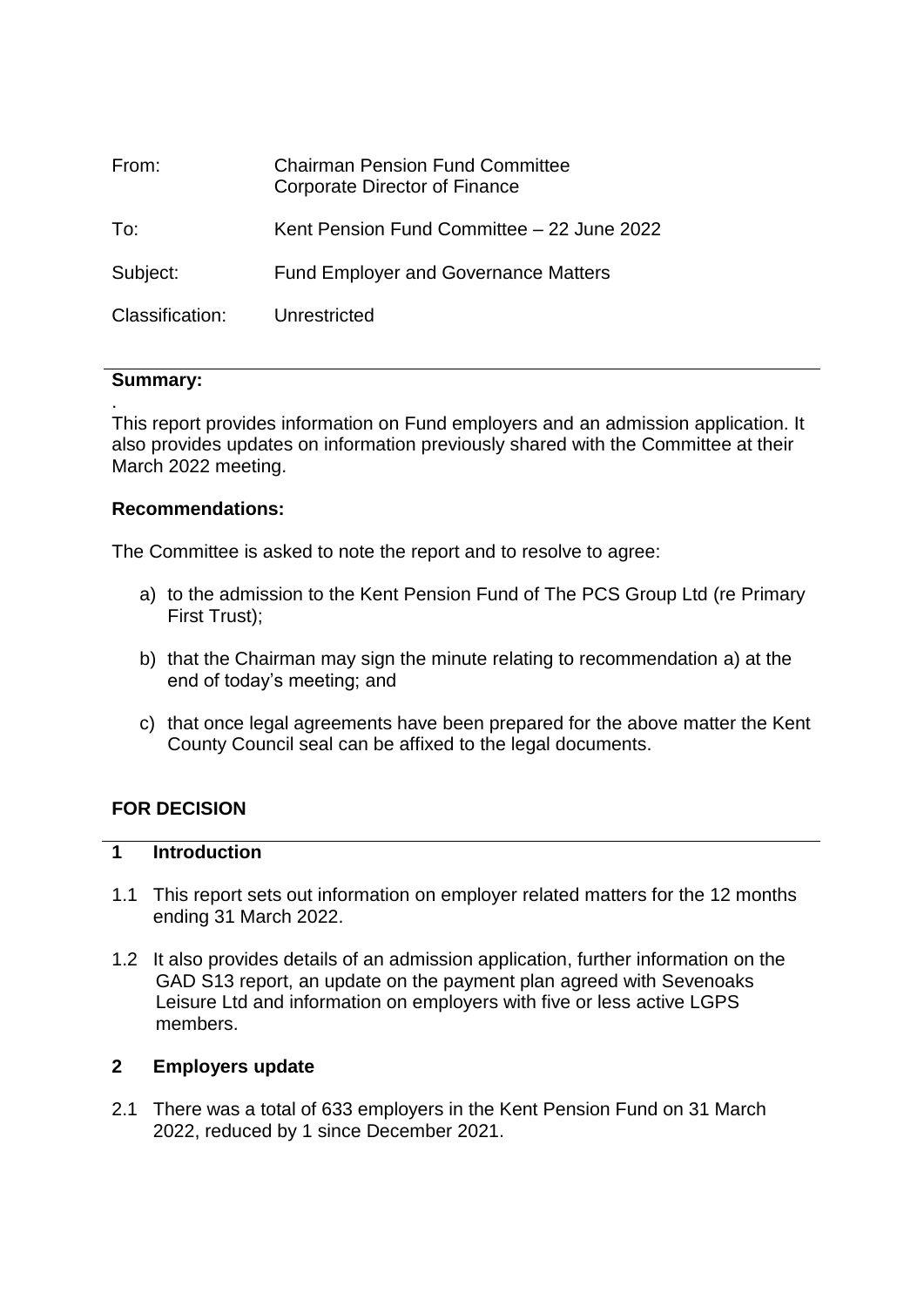| | |
|---|---|
| From: | Chairman Pension Fund Committee<br>Corporate Director of Finance |
| To: | Kent Pension Fund Committee – 22 June 2022 |
| Subject: | Fund Employer and Governance Matters |
| Classification: | Unrestricted |

**Summary:**

.

This report provides information on Fund employers and an admission application. It also provides updates on information previously shared with the Committee at their March 2022 meeting.

**Recommendations:**

The Committee is asked to note the report and to resolve to agree:

a) to the admission to the Kent Pension Fund of The PCS Group Ltd (re Primary First Trust);

b) that the Chairman may sign the minute relating to recommendation a) at the end of today's meeting; and

c) that once legal agreements have been prepared for the above matter the Kent County Council seal can be affixed to the legal documents.

**FOR DECISION**

## 1 Introduction

1.1 This report sets out information on employer related matters for the 12 months ending 31 March 2022.

1.2 It also provides details of an admission application, further information on the GAD S13 report, an update on the payment plan agreed with Sevenoaks Leisure Ltd and information on employers with five or less active LGPS members.

## 2 Employers update

2.1 There was a total of 633 employers in the Kent Pension Fund on 31 March 2022, reduced by 1 since December 2021.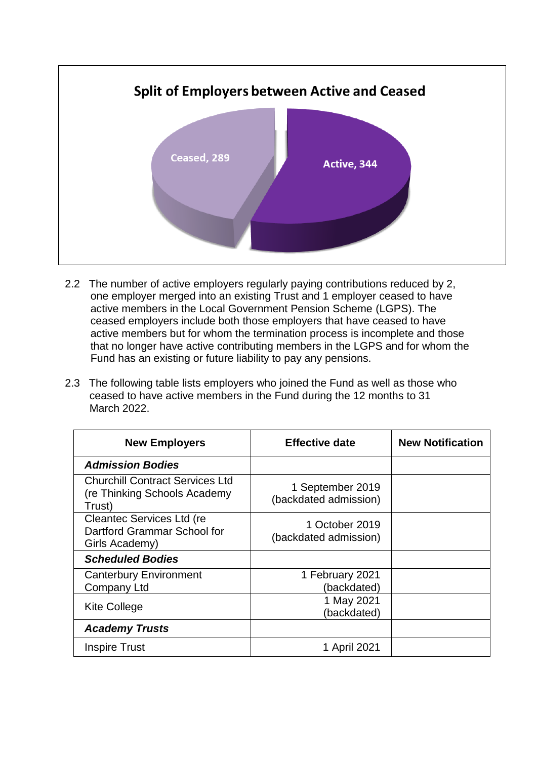**Split of Employers between Active and Ceased**

Ceased, 289

Active, 344

2.2 The number of active employers regularly paying contributions reduced by 2, one employer merged into an existing Trust and 1 employer ceased to have active members in the Local Government Pension Scheme (LGPS). The ceased employers include both those employers that have ceased to have active members but for whom the termination process is incomplete and those that no longer have active contributing members in the LGPS and for whom the Fund has an existing or future liability to pay any pensions.

2.3 The following table lists employers who joined the Fund as well as those who ceased to have active members in the Fund during the 12 months to 31 March 2022.

| New Employers | Effective date | New Notification |
|---|---|---|
| ***Admission Bodies*** | | |
| Churchill Contract Services Ltd (re Thinking Schools Academy Trust) | 1 September 2019 (backdated admission) | |
| Cleantec Services Ltd (re Dartford Grammar School for Girls Academy) | 1 October 2019 (backdated admission) | |
| ***Scheduled Bodies*** | | |
| Canterbury Environment Company Ltd | 1 February 2021 (backdated) | |
| Kite College | 1 May 2021 (backdated) | |
| ***Academy Trusts*** | | |
| Inspire Trust | 1 April 2021 | |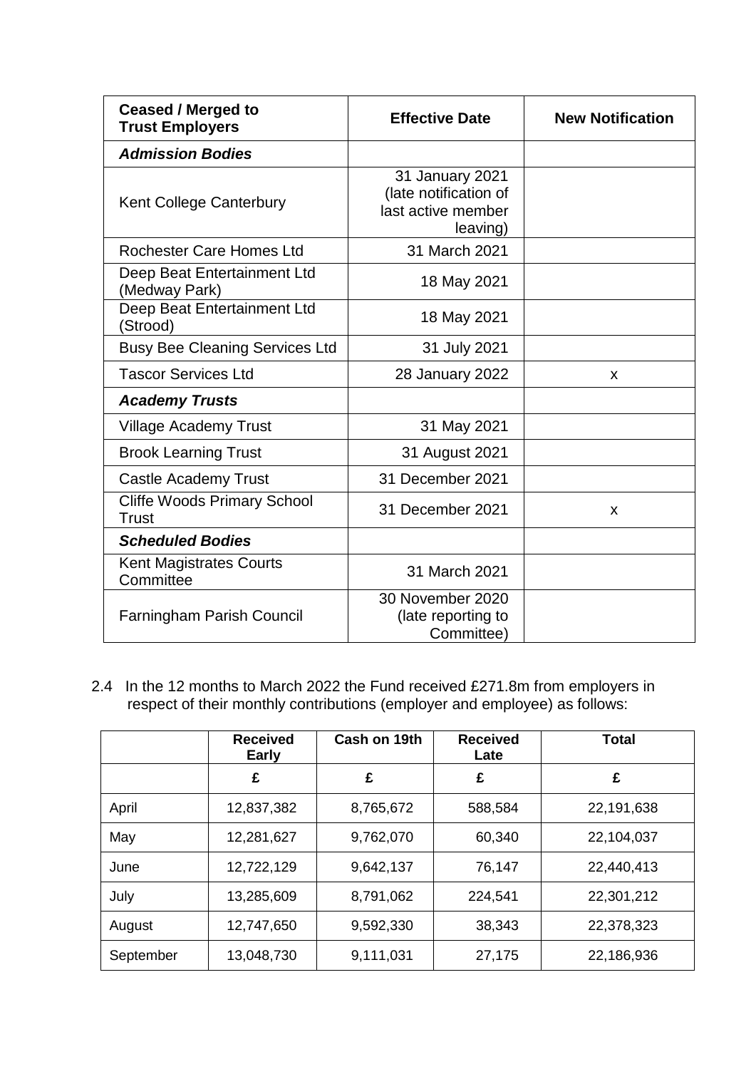| Ceased / Merged to Trust Employers | Effective Date | New Notification |
|---|---|---|
| ***Admission Bodies*** | | |
| Kent College Canterbury | 31 January 2021 (late notification of last active member leaving) | |
| Rochester Care Homes Ltd | 31 March 2021 | |
| Deep Beat Entertainment Ltd (Medway Park) | 18 May 2021 | |
| Deep Beat Entertainment Ltd (Strood) | 18 May 2021 | |
| Busy Bee Cleaning Services Ltd | 31 July 2021 | |
| Tascor Services Ltd | 28 January 2022 | x |
| ***Academy Trusts*** | | |
| Village Academy Trust | 31 May 2021 | |
| Brook Learning Trust | 31 August 2021 | |
| Castle Academy Trust | 31 December 2021 | |
| Cliffe Woods Primary School Trust | 31 December 2021 | x |
| ***Scheduled Bodies*** | | |
| Kent Magistrates Courts Committee | 31 March 2021 | |
| Farningham Parish Council | 30 November 2020 (late reporting to Committee) | |

2.4 In the 12 months to March 2022 the Fund received £271.8m from employers in respect of their monthly contributions (employer and employee) as follows:

| | Received Early | Cash on 19th | Received Late | Total |
|---|---|---|---|---|
| | £ | £ | £ | £ |
| April | 12,837,382 | 8,765,672 | 588,584 | 22,191,638 |
| May | 12,281,627 | 9,762,070 | 60,340 | 22,104,037 |
| June | 12,722,129 | 9,642,137 | 76,147 | 22,440,413 |
| July | 13,285,609 | 8,791,062 | 224,541 | 22,301,212 |
| August | 12,747,650 | 9,592,330 | 38,343 | 22,378,323 |
| September | 13,048,730 | 9,111,031 | 27,175 | 22,186,936 |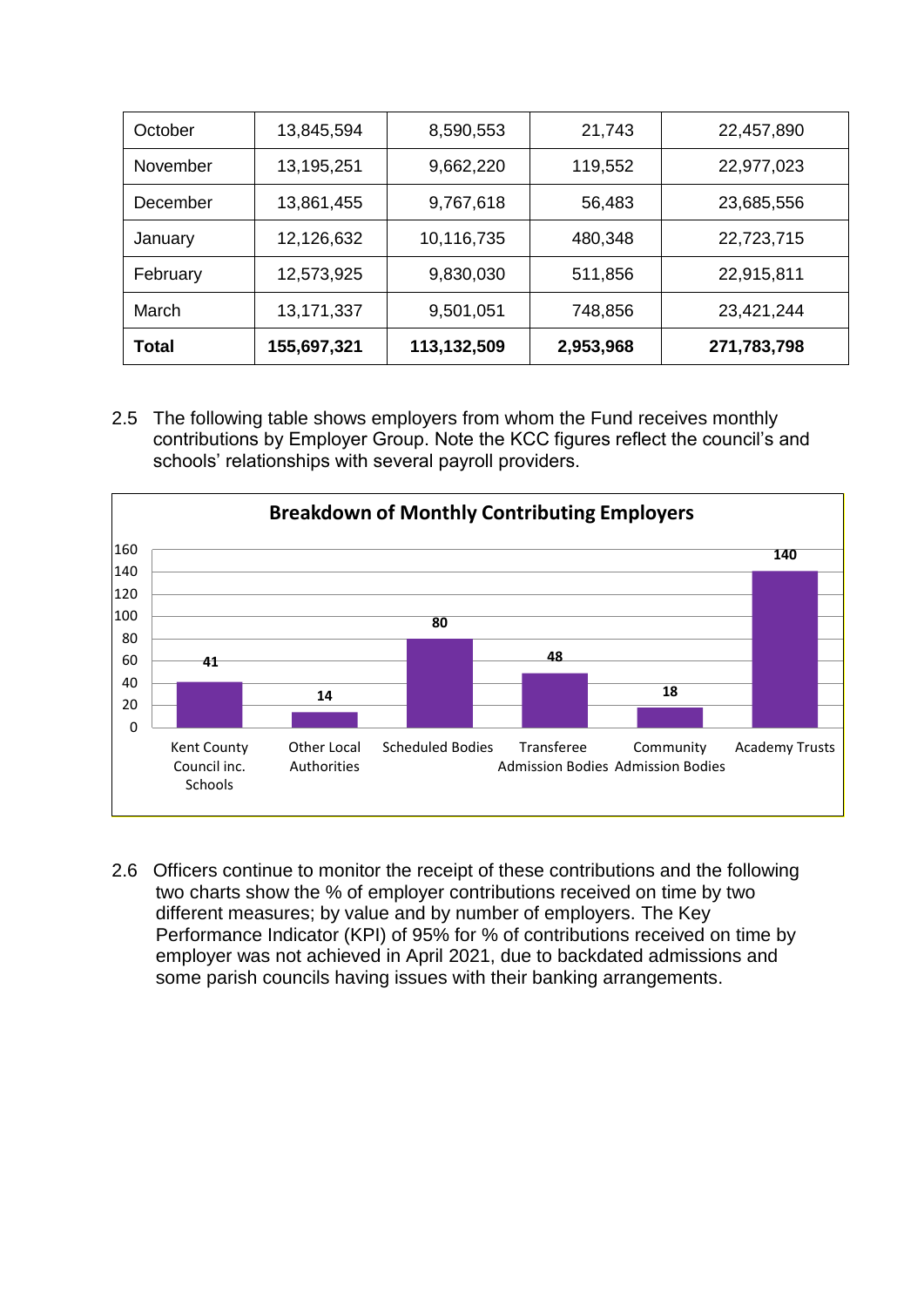| | | | | |
|---|---|---|---|---|
| October | 13,845,594 | 8,590,553 | 21,743 | 22,457,890 |
| November | 13,195,251 | 9,662,220 | 119,552 | 22,977,023 |
| December | 13,861,455 | 9,767,618 | 56,483 | 23,685,556 |
| January | 12,126,632 | 10,116,735 | 480,348 | 22,723,715 |
| February | 12,573,925 | 9,830,030 | 511,856 | 22,915,811 |
| March | 13,171,337 | 9,501,051 | 748,856 | 23,421,244 |
| **Total** | **155,697,321** | **113,132,509** | **2,953,968** | **271,783,798** |

2.5 The following table shows employers from whom the Fund receives monthly contributions by Employer Group. Note the KCC figures reflect the council's and schools' relationships with several payroll providers.

**Breakdown of Monthly Contributing Employers**

| Employer Group | Number |
|---|---|
| Kent County Council inc. Schools | 41 |
| Other Local Authorities | 14 |
| Scheduled Bodies | 80 |
| Transferee Admission Bodies | 48 |
| Community Admission Bodies | 18 |
| Academy Trusts | 140 |

2.6 Officers continue to monitor the receipt of these contributions and the following two charts show the % of employer contributions received on time by two different measures; by value and by number of employers. The Key Performance Indicator (KPI) of 95% for % of contributions received on time by employer was not achieved in April 2021, due to backdated admissions and some parish councils having issues with their banking arrangements.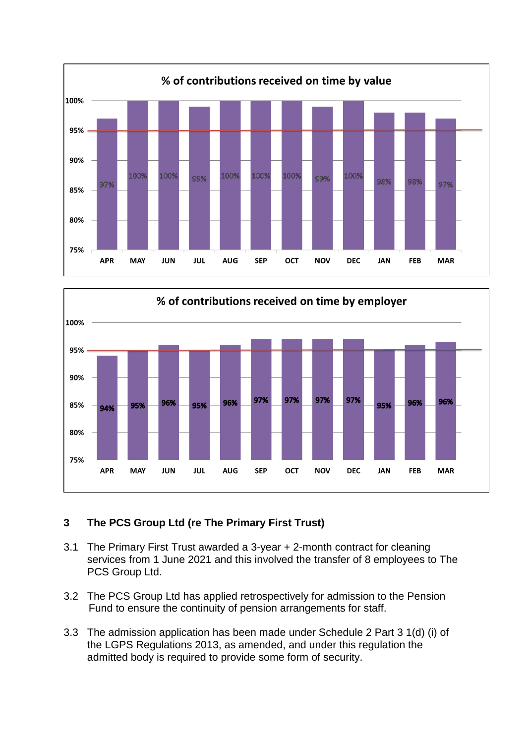**% of contributions received on time by value**

| Month | APR | MAY | JUN | JUL | AUG | SEP | OCT | NOV | DEC | JAN | FEB | MAR |
|---|---|---|---|---|---|---|---|---|---|---|---|---|
| % | 97% | 100% | 100% | 99% | 100% | 100% | 100% | 99% | 100% | 98% | 98% | 97% |

**% of contributions received on time by employer**

| Month | APR | MAY | JUN | JUL | AUG | SEP | OCT | NOV | DEC | JAN | FEB | MAR |
|---|---|---|---|---|---|---|---|---|---|---|---|---|
| % | 94% | 95% | 96% | 95% | 96% | 97% | 97% | 97% | 97% | 95% | 96% | 96% |

## 3 The PCS Group Ltd (re The Primary First Trust)

3.1 The Primary First Trust awarded a 3-year + 2-month contract for cleaning services from 1 June 2021 and this involved the transfer of 8 employees to The PCS Group Ltd.

3.2 The PCS Group Ltd has applied retrospectively for admission to the Pension Fund to ensure the continuity of pension arrangements for staff.

3.3 The admission application has been made under Schedule 2 Part 3 1(d) (i) of the LGPS Regulations 2013, as amended, and under this regulation the admitted body is required to provide some form of security.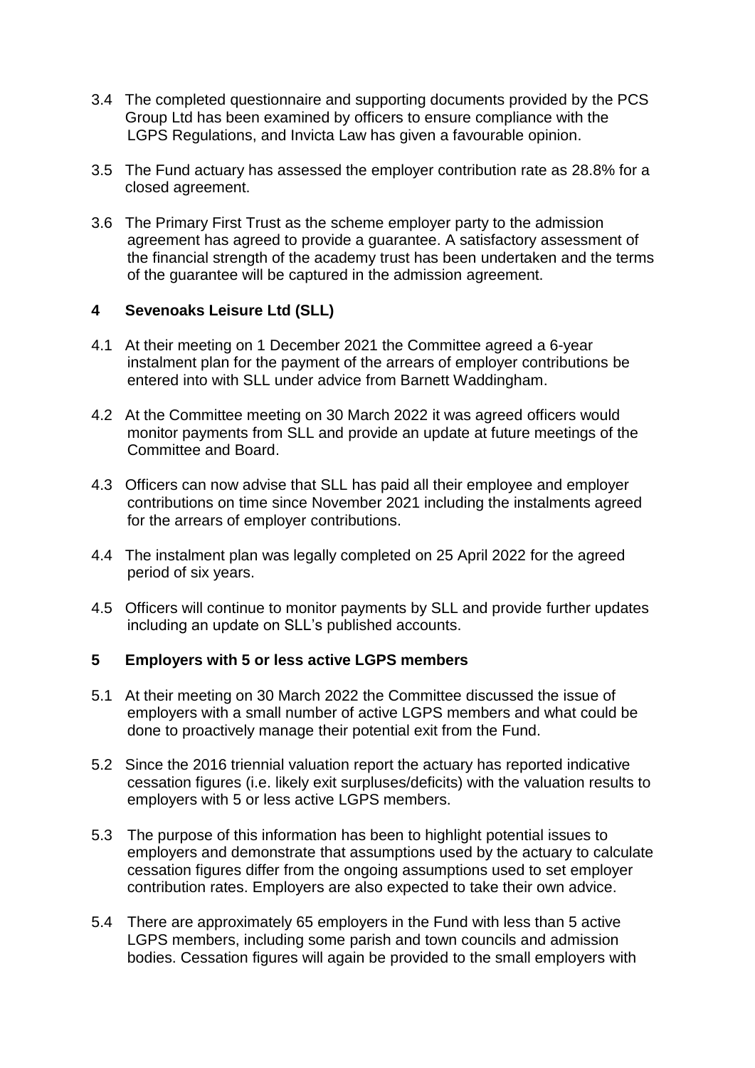3.4 The completed questionnaire and supporting documents provided by the PCS Group Ltd has been examined by officers to ensure compliance with the LGPS Regulations, and Invicta Law has given a favourable opinion.

3.5 The Fund actuary has assessed the employer contribution rate as 28.8% for a closed agreement.

3.6 The Primary First Trust as the scheme employer party to the admission agreement has agreed to provide a guarantee. A satisfactory assessment of the financial strength of the academy trust has been undertaken and the terms of the guarantee will be captured in the admission agreement.

## 4 Sevenoaks Leisure Ltd (SLL)

4.1 At their meeting on 1 December 2021 the Committee agreed a 6-year instalment plan for the payment of the arrears of employer contributions be entered into with SLL under advice from Barnett Waddingham.

4.2 At the Committee meeting on 30 March 2022 it was agreed officers would monitor payments from SLL and provide an update at future meetings of the Committee and Board.

4.3 Officers can now advise that SLL has paid all their employee and employer contributions on time since November 2021 including the instalments agreed for the arrears of employer contributions.

4.4 The instalment plan was legally completed on 25 April 2022 for the agreed period of six years.

4.5 Officers will continue to monitor payments by SLL and provide further updates including an update on SLL's published accounts.

## 5 Employers with 5 or less active LGPS members

5.1 At their meeting on 30 March 2022 the Committee discussed the issue of employers with a small number of active LGPS members and what could be done to proactively manage their potential exit from the Fund.

5.2 Since the 2016 triennial valuation report the actuary has reported indicative cessation figures (i.e. likely exit surpluses/deficits) with the valuation results to employers with 5 or less active LGPS members.

5.3 The purpose of this information has been to highlight potential issues to employers and demonstrate that assumptions used by the actuary to calculate cessation figures differ from the ongoing assumptions used to set employer contribution rates. Employers are also expected to take their own advice.

5.4 There are approximately 65 employers in the Fund with less than 5 active LGPS members, including some parish and town councils and admission bodies. Cessation figures will again be provided to the small employers with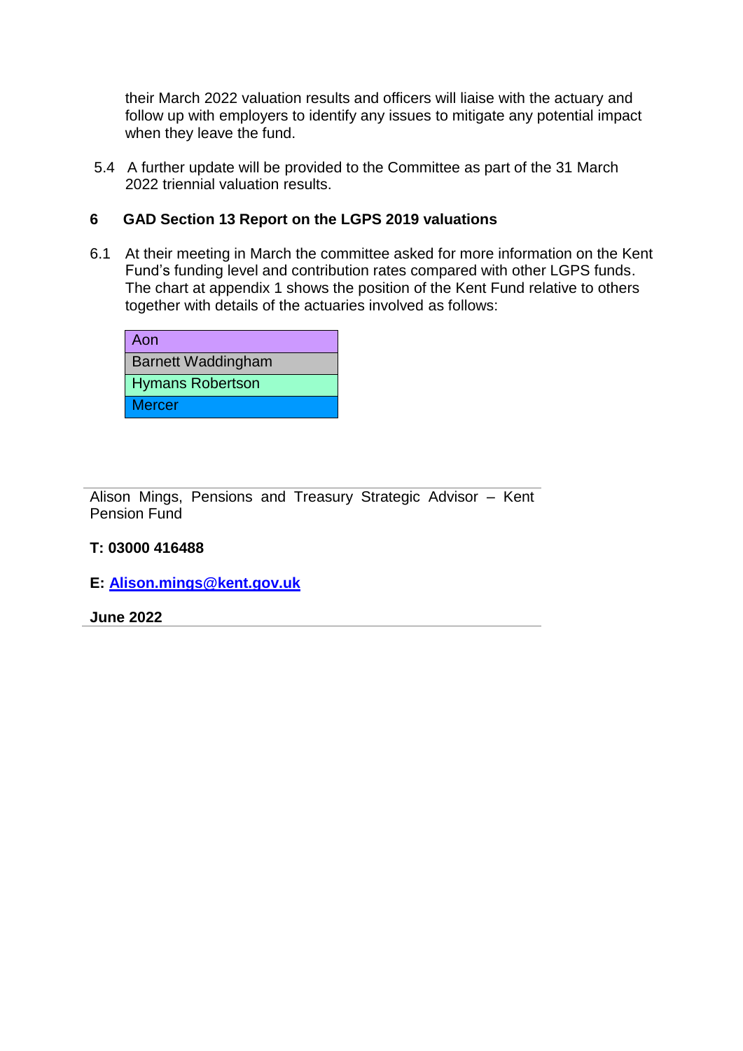their March 2022 valuation results and officers will liaise with the actuary and follow up with employers to identify any issues to mitigate any potential impact when they leave the fund.

5.4 A further update will be provided to the Committee as part of the 31 March 2022 triennial valuation results.

## 6 GAD Section 13 Report on the LGPS 2019 valuations

6.1 At their meeting in March the committee asked for more information on the Kent Fund's funding level and contribution rates compared with other LGPS funds. The chart at appendix 1 shows the position of the Kent Fund relative to others together with details of the actuaries involved as follows:

| |
|---|
| Aon |
| Barnett Waddingham |
| Hymans Robertson |
| Mercer |

Alison Mings, Pensions and Treasury Strategic Advisor – Kent Pension Fund

**T: 03000 416488**

**E: [Alison.mings@kent.gov.uk](mailto:Alison.mings@kent.gov.uk)**

**June 2022**